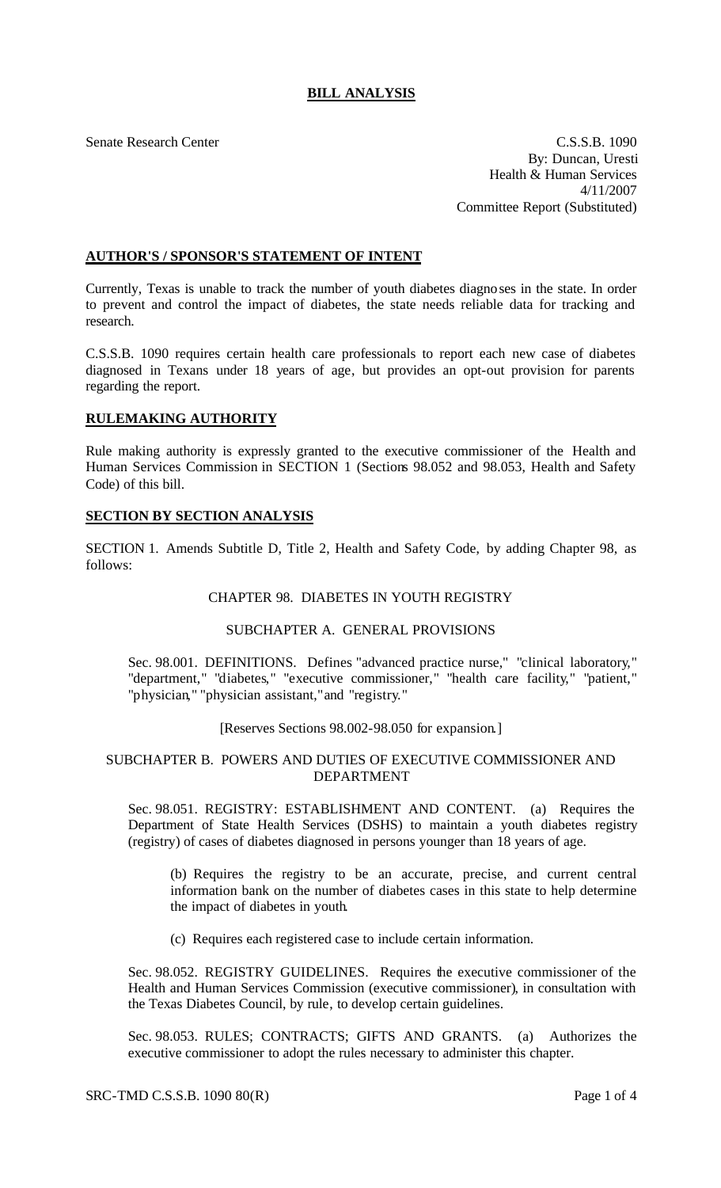# BILL ANALYSIS

Senate Research Center

C.S.S.B. 1090
By: Duncan, Uresti
Health & Human Services
4/11/2007
Committee Report (Substituted)

## AUTHOR'S / SPONSOR'S STATEMENT OF INTENT

Currently, Texas is unable to track the number of youth diabetes diagnoses in the state. In order to prevent and control the impact of diabetes, the state needs reliable data for tracking and research.

C.S.S.B. 1090 requires certain health care professionals to report each new case of diabetes diagnosed in Texans under 18 years of age, but provides an opt-out provision for parents regarding the report.

## RULEMAKING AUTHORITY

Rule making authority is expressly granted to the executive commissioner of the Health and Human Services Commission in SECTION 1 (Sections 98.052 and 98.053, Health and Safety Code) of this bill.

## SECTION BY SECTION ANALYSIS

SECTION 1. Amends Subtitle D, Title 2, Health and Safety Code, by adding Chapter 98, as follows:

CHAPTER 98. DIABETES IN YOUTH REGISTRY

SUBCHAPTER A. GENERAL PROVISIONS

Sec. 98.001. DEFINITIONS. Defines "advanced practice nurse," "clinical laboratory," "department," "diabetes," "executive commissioner," "health care facility," "patient," "physician," "physician assistant," and "registry."

[Reserves Sections 98.002-98.050 for expansion.]

SUBCHAPTER B. POWERS AND DUTIES OF EXECUTIVE COMMISSIONER AND DEPARTMENT

Sec. 98.051. REGISTRY: ESTABLISHMENT AND CONTENT. (a) Requires the Department of State Health Services (DSHS) to maintain a youth diabetes registry (registry) of cases of diabetes diagnosed in persons younger than 18 years of age.

(b) Requires the registry to be an accurate, precise, and current central information bank on the number of diabetes cases in this state to help determine the impact of diabetes in youth.

(c) Requires each registered case to include certain information.

Sec. 98.052. REGISTRY GUIDELINES. Requires the executive commissioner of the Health and Human Services Commission (executive commissioner), in consultation with the Texas Diabetes Council, by rule, to develop certain guidelines.

Sec. 98.053. RULES; CONTRACTS; GIFTS AND GRANTS. (a) Authorizes the executive commissioner to adopt the rules necessary to administer this chapter.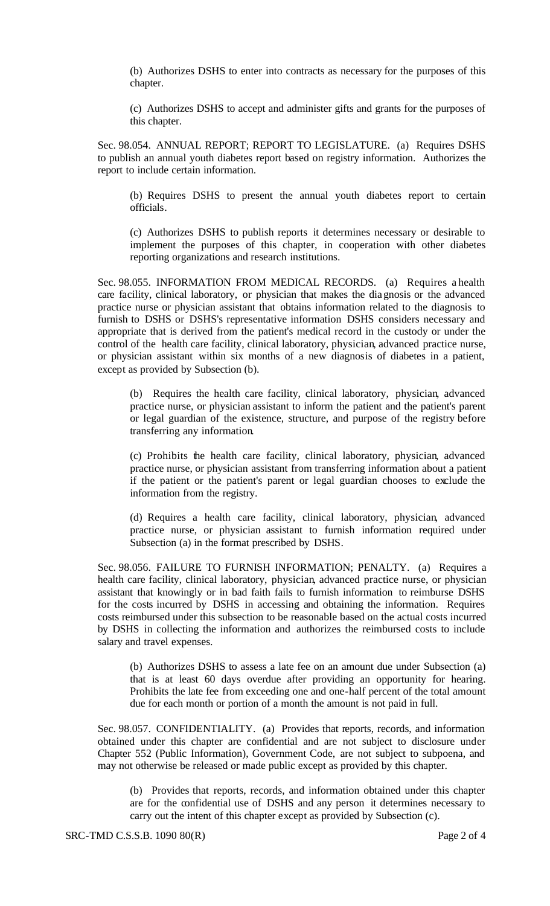(b) Authorizes DSHS to enter into contracts as necessary for the purposes of this chapter.

(c) Authorizes DSHS to accept and administer gifts and grants for the purposes of this chapter.

Sec. 98.054. ANNUAL REPORT; REPORT TO LEGISLATURE. (a) Requires DSHS to publish an annual youth diabetes report based on registry information. Authorizes the report to include certain information.

(b) Requires DSHS to present the annual youth diabetes report to certain officials.

(c) Authorizes DSHS to publish reports it determines necessary or desirable to implement the purposes of this chapter, in cooperation with other diabetes reporting organizations and research institutions.

Sec. 98.055. INFORMATION FROM MEDICAL RECORDS. (a) Requires a health care facility, clinical laboratory, or physician that makes the diagnosis or the advanced practice nurse or physician assistant that obtains information related to the diagnosis to furnish to DSHS or DSHS's representative information DSHS considers necessary and appropriate that is derived from the patient's medical record in the custody or under the control of the health care facility, clinical laboratory, physician, advanced practice nurse, or physician assistant within six months of a new diagnosis of diabetes in a patient, except as provided by Subsection (b).

(b) Requires the health care facility, clinical laboratory, physician, advanced practice nurse, or physician assistant to inform the patient and the patient's parent or legal guardian of the existence, structure, and purpose of the registry before transferring any information.

(c) Prohibits the health care facility, clinical laboratory, physician, advanced practice nurse, or physician assistant from transferring information about a patient if the patient or the patient's parent or legal guardian chooses to exclude the information from the registry.

(d) Requires a health care facility, clinical laboratory, physician, advanced practice nurse, or physician assistant to furnish information required under Subsection (a) in the format prescribed by DSHS.

Sec. 98.056. FAILURE TO FURNISH INFORMATION; PENALTY. (a) Requires a health care facility, clinical laboratory, physician, advanced practice nurse, or physician assistant that knowingly or in bad faith fails to furnish information to reimburse DSHS for the costs incurred by DSHS in accessing and obtaining the information. Requires costs reimbursed under this subsection to be reasonable based on the actual costs incurred by DSHS in collecting the information and authorizes the reimbursed costs to include salary and travel expenses.

(b) Authorizes DSHS to assess a late fee on an amount due under Subsection (a) that is at least 60 days overdue after providing an opportunity for hearing. Prohibits the late fee from exceeding one and one-half percent of the total amount due for each month or portion of a month the amount is not paid in full.

Sec. 98.057. CONFIDENTIALITY. (a) Provides that reports, records, and information obtained under this chapter are confidential and are not subject to disclosure under Chapter 552 (Public Information), Government Code, are not subject to subpoena, and may not otherwise be released or made public except as provided by this chapter.

(b) Provides that reports, records, and information obtained under this chapter are for the confidential use of DSHS and any person it determines necessary to carry out the intent of this chapter except as provided by Subsection (c).

SRC-TMD C.S.S.B. 1090 80(R)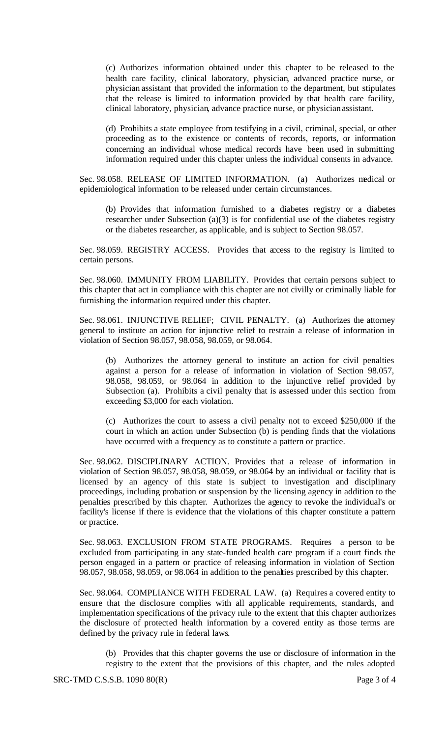(c) Authorizes information obtained under this chapter to be released to the health care facility, clinical laboratory, physician, advanced practice nurse, or physician assistant that provided the information to the department, but stipulates that the release is limited to information provided by that health care facility, clinical laboratory, physician, advance practice nurse, or physician assistant.

(d) Prohibits a state employee from testifying in a civil, criminal, special, or other proceeding as to the existence or contents of records, reports, or information concerning an individual whose medical records have been used in submitting information required under this chapter unless the individual consents in advance.

Sec. 98.058. RELEASE OF LIMITED INFORMATION. (a) Authorizes medical or epidemiological information to be released under certain circumstances.

(b) Provides that information furnished to a diabetes registry or a diabetes researcher under Subsection (a)(3) is for confidential use of the diabetes registry or the diabetes researcher, as applicable, and is subject to Section 98.057.

Sec. 98.059. REGISTRY ACCESS. Provides that access to the registry is limited to certain persons.

Sec. 98.060. IMMUNITY FROM LIABILITY. Provides that certain persons subject to this chapter that act in compliance with this chapter are not civilly or criminally liable for furnishing the information required under this chapter.

Sec. 98.061. INJUNCTIVE RELIEF; CIVIL PENALTY. (a) Authorizes the attorney general to institute an action for injunctive relief to restrain a release of information in violation of Section 98.057, 98.058, 98.059, or 98.064.

(b) Authorizes the attorney general to institute an action for civil penalties against a person for a release of information in violation of Section 98.057, 98.058, 98.059, or 98.064 in addition to the injunctive relief provided by Subsection (a). Prohibits a civil penalty that is assessed under this section from exceeding $3,000 for each violation.

(c) Authorizes the court to assess a civil penalty not to exceed $250,000 if the court in which an action under Subsection (b) is pending finds that the violations have occurred with a frequency as to constitute a pattern or practice.

Sec. 98.062. DISCIPLINARY ACTION. Provides that a release of information in violation of Section 98.057, 98.058, 98.059, or 98.064 by an individual or facility that is licensed by an agency of this state is subject to investigation and disciplinary proceedings, including probation or suspension by the licensing agency in addition to the penalties prescribed by this chapter. Authorizes the agency to revoke the individual's or facility's license if there is evidence that the violations of this chapter constitute a pattern or practice.

Sec. 98.063. EXCLUSION FROM STATE PROGRAMS. Requires a person to be excluded from participating in any state-funded health care program if a court finds the person engaged in a pattern or practice of releasing information in violation of Section 98.057, 98.058, 98.059, or 98.064 in addition to the penalties prescribed by this chapter.

Sec. 98.064. COMPLIANCE WITH FEDERAL LAW. (a) Requires a covered entity to ensure that the disclosure complies with all applicable requirements, standards, and implementation specifications of the privacy rule to the extent that this chapter authorizes the disclosure of protected health information by a covered entity as those terms are defined by the privacy rule in federal laws.

(b) Provides that this chapter governs the use or disclosure of information in the registry to the extent that the provisions of this chapter, and the rules adopted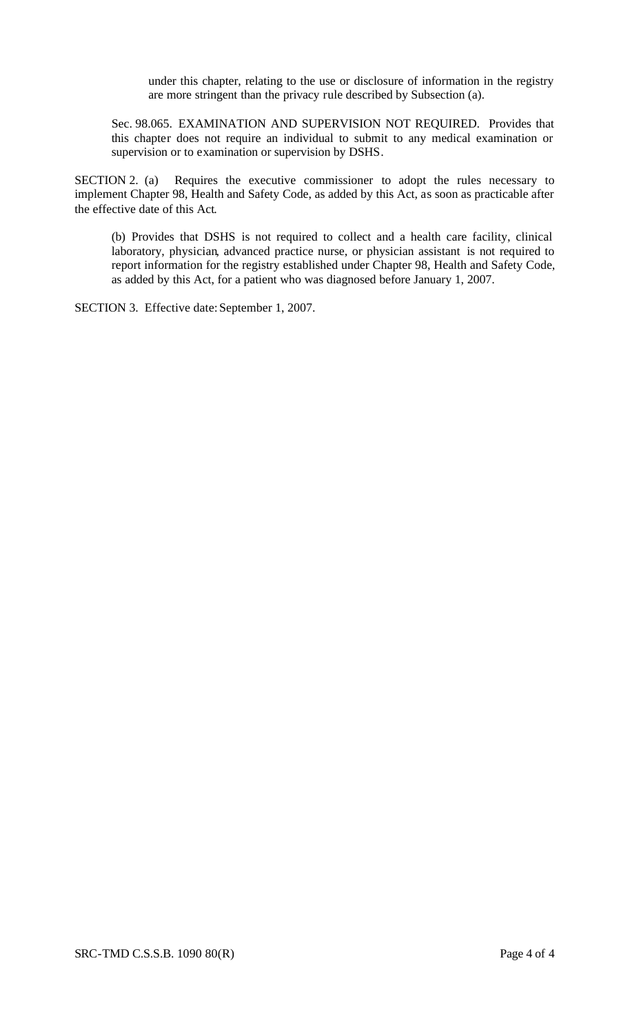under this chapter, relating to the use or disclosure of information in the registry are more stringent than the privacy rule described by Subsection (a).

Sec. 98.065. EXAMINATION AND SUPERVISION NOT REQUIRED. Provides that this chapter does not require an individual to submit to any medical examination or supervision or to examination or supervision by DSHS.

SECTION 2. (a) Requires the executive commissioner to adopt the rules necessary to implement Chapter 98, Health and Safety Code, as added by this Act, as soon as practicable after the effective date of this Act.

(b) Provides that DSHS is not required to collect and a health care facility, clinical laboratory, physician, advanced practice nurse, or physician assistant is not required to report information for the registry established under Chapter 98, Health and Safety Code, as added by this Act, for a patient who was diagnosed before January 1, 2007.

SECTION 3. Effective date: September 1, 2007.